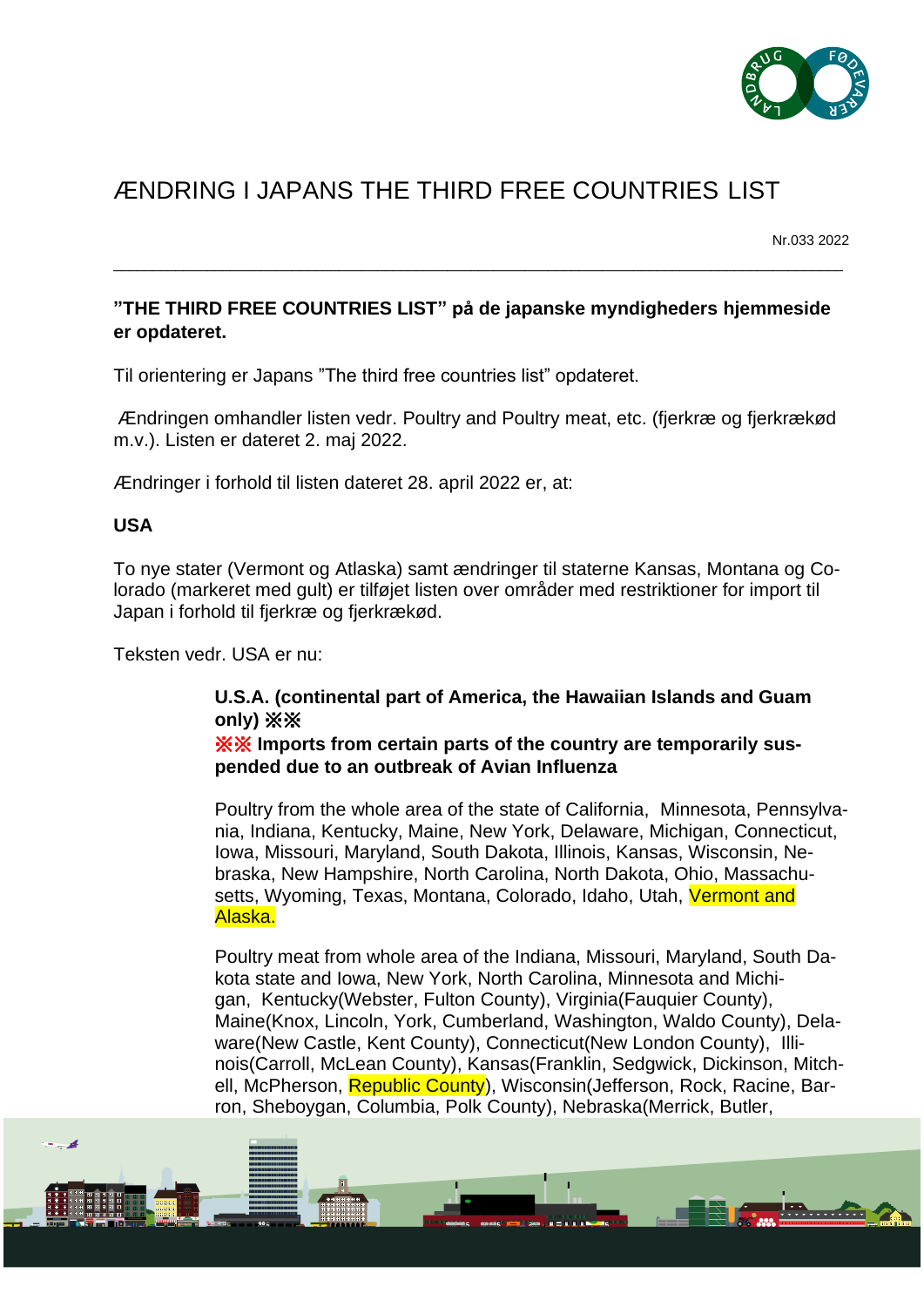# ÆNDRING I JAPANS THE THIRD FREE COUNTRIES LIST

Nr.033 2022

---

**"THE THIRD FREE COUNTRIES LIST" på de japanske myndigheders hjemmeside er opdateret.**

Til orientering er Japans "The third free countries list" opdateret.

Ændringen omhandler listen vedr. Poultry and Poultry meat, etc. (fjerkræ og fjerkrækød m.v.). Listen er dateret 2. maj 2022.

Ændringer i forhold til listen dateret 28. april 2022 er, at:

**USA**

To nye stater (Vermont og Atlaska) samt ændringer til staterne Kansas, Montana og Colorado (markeret med gult) er tilføjet listen over områder med restriktioner for import til Japan i forhold til fjerkræ og fjerkrækød.

Teksten vedr. USA er nu:

**U.S.A. (continental part of America, the Hawaiian Islands and Guam only) ※※**
**※※ Imports from certain parts of the country are temporarily suspended due to an outbreak of Avian Influenza**

Poultry from the whole area of the state of California, Minnesota, Pennsylvania, Indiana, Kentucky, Maine, New York, Delaware, Michigan, Connecticut, Iowa, Missouri, Maryland, South Dakota, Illinois, Kansas, Wisconsin, Nebraska, New Hampshire, North Carolina, North Dakota, Ohio, Massachusetts, Wyoming, Texas, Montana, Colorado, Idaho, Utah, Vermont and Alaska.

Poultry meat from whole area of the Indiana, Missouri, Maryland, South Dakota state and Iowa, New York, North Carolina, Minnesota and Michigan, Kentucky(Webster, Fulton County), Virginia(Fauquier County), Maine(Knox, Lincoln, York, Cumberland, Washington, Waldo County), Delaware(New Castle, Kent County), Connecticut(New London County), Illinois(Carroll, McLean County), Kansas(Franklin, Sedgwick, Dickinson, Mitchell, McPherson, Republic County), Wisconsin(Jefferson, Rock, Racine, Barron, Sheboygan, Columbia, Polk County), Nebraska(Merrick, Butler,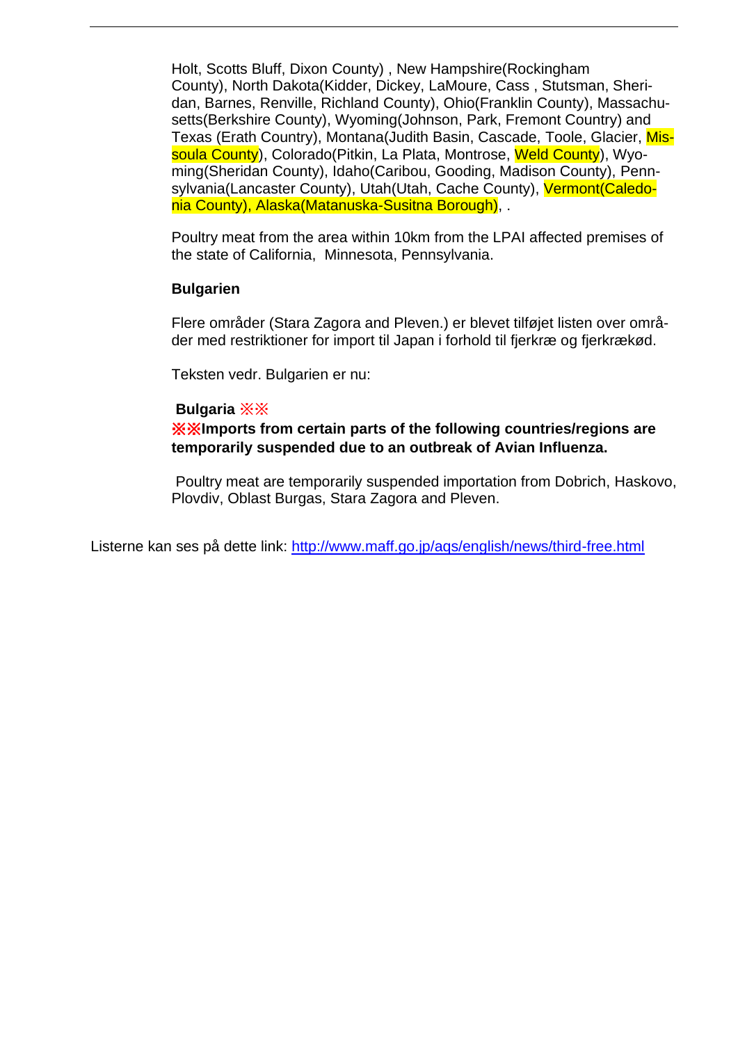Holt, Scotts Bluff, Dixon County) , New Hampshire(Rockingham County), North Dakota(Kidder, Dickey, LaMoure, Cass , Stutsman, Sheridan, Barnes, Renville, Richland County), Ohio(Franklin County), Massachusetts(Berkshire County), Wyoming(Johnson, Park, Fremont Country) and Texas (Erath Country), Montana(Judith Basin, Cascade, Toole, Glacier, Missoula County), Colorado(Pitkin, La Plata, Montrose, Weld County), Wyoming(Sheridan County), Idaho(Caribou, Gooding, Madison County), Pennsylvania(Lancaster County), Utah(Utah, Cache County), Vermont(Caledonia County), Alaska(Matanuska-Susitna Borough), .

Poultry meat from the area within 10km from the LPAI affected premises of the state of California, Minnesota, Pennsylvania.

**Bulgarien**

Flere områder (Stara Zagora and Pleven.) er blevet tilføjet listen over områder med restriktioner for import til Japan i forhold til fjerkræ og fjerkrækød.

Teksten vedr. Bulgarien er nu:

**Bulgaria ※※**

**※※Imports from certain parts of the following countries/regions are temporarily suspended due to an outbreak of Avian Influenza.**

Poultry meat are temporarily suspended importation from Dobrich, Haskovo, Plovdiv, Oblast Burgas, Stara Zagora and Pleven.

Listerne kan ses på dette link: [http://www.maff.go.jp/aqs/english/news/third-free.html](http://www.maff.go.jp/aqs/english/news/third-free.html)